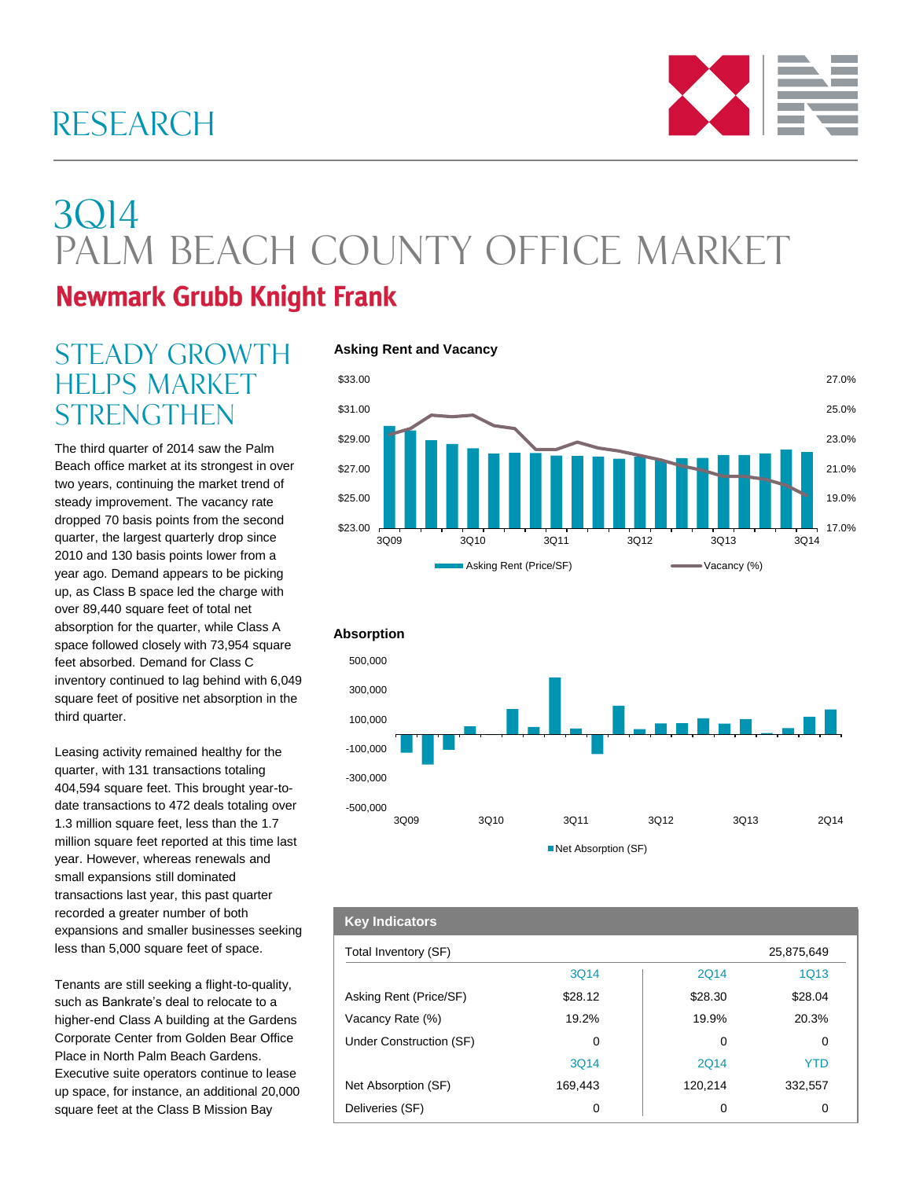# RESEARCH

# 3Q14 PALM BEACH COUNTY OFFICE MARKET

**Newmark Grubb Knight Frank**

## STEADY GROWTH HELPS MARKET STRENGTHEN

The third quarter of 2014 saw the Palm Beach office market at its strongest in over two years, continuing the market trend of steady improvement. The vacancy rate dropped 70 basis points from the second quarter, the largest quarterly drop since 2010 and 130 basis points lower from a year ago. Demand appears to be picking up, as Class B space led the charge with over 89,440 square feet of total net absorption for the quarter, while Class A space followed closely with 73,954 square feet absorbed. Demand for Class C inventory continued to lag behind with 6,049 square feet of positive net absorption in the third quarter.

Leasing activity remained healthy for the quarter, with 131 transactions totaling 404,594 square feet. This brought year-to-date transactions to 472 deals totaling over 1.3 million square feet, less than the 1.7 million square feet reported at this time last year. However, whereas renewals and small expansions still dominated transactions last year, this past quarter recorded a greater number of both expansions and smaller businesses seeking less than 5,000 square feet of space.

Tenants are still seeking a flight-to-quality, such as Bankrate's deal to relocate to a higher-end Class A building at the Gardens Corporate Center from Golden Bear Office Place in North Palm Beach Gardens. Executive suite operators continue to lease up space, for instance, an additional 20,000 square feet at the Class B Mission Bay

**Asking Rent and Vacancy**

**Absorption**

| Key Indicators | | | |
|---|---|---|---|
| Total Inventory (SF) | | | 25,875,649 |
| | 3Q14 | 2Q14 | 1Q13 |
| Asking Rent (Price/SF) | $28.12 | $28.30 | $28.04 |
| Vacancy Rate (%) | 19.2% | 19.9% | 20.3% |
| Under Construction (SF) | 0 | 0 | 0 |
| | 3Q14 | 2Q14 | YTD |
| Net Absorption (SF) | 169,443 | 120,214 | 332,557 |
| Deliveries (SF) | 0 | 0 | 0 |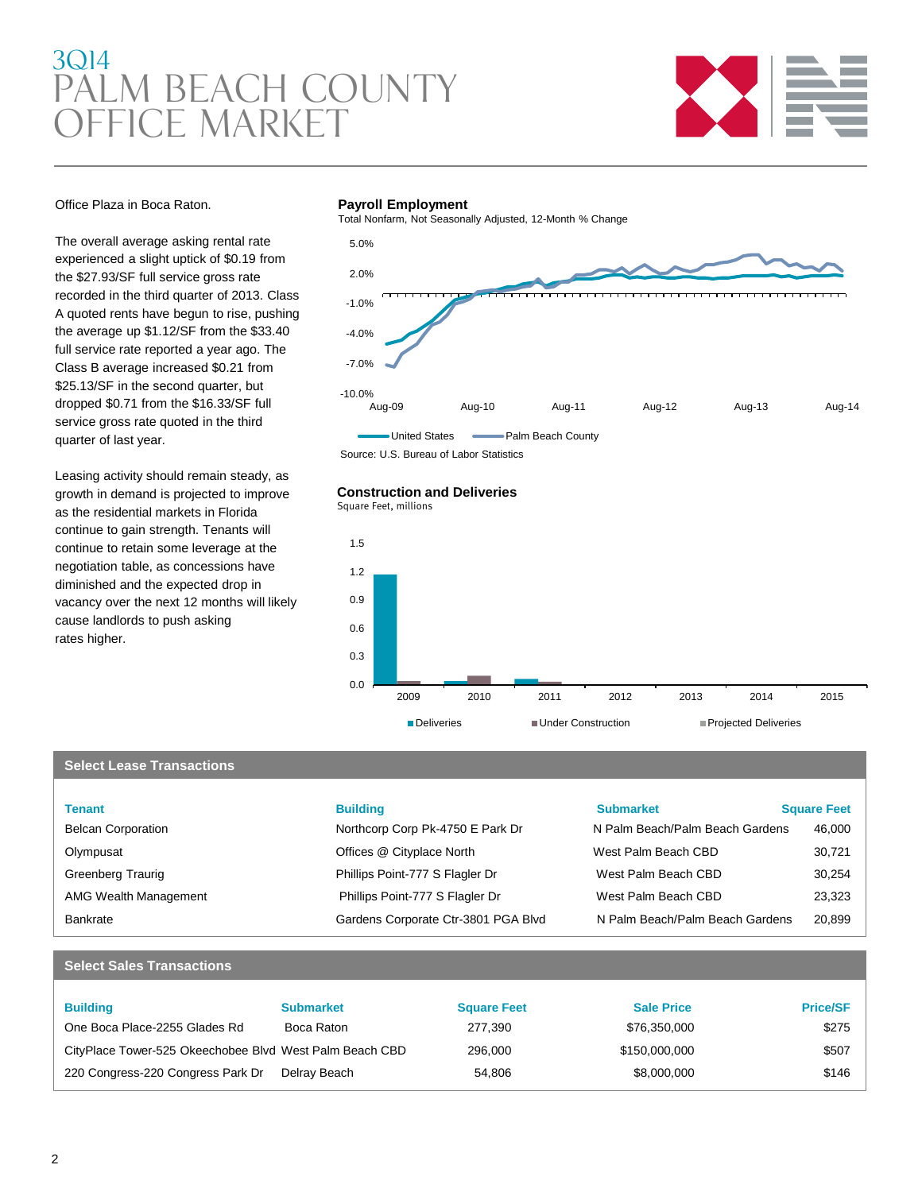# 3Q14 PALM BEACH COUNTY OFFICE MARKET

Office Plaza in Boca Raton.

The overall average asking rental rate experienced a slight uptick of $0.19 from the $27.93/SF full service gross rate recorded in the third quarter of 2013. Class A quoted rents have begun to rise, pushing the average up $1.12/SF from the $33.40 full service rate reported a year ago. The Class B average increased $0.21 from $25.13/SF in the second quarter, but dropped $0.71 from the $16.33/SF full service gross rate quoted in the third quarter of last year.

Leasing activity should remain steady, as growth in demand is projected to improve as the residential markets in Florida continue to gain strength. Tenants will continue to retain some leverage at the negotiation table, as concessions have diminished and the expected drop in vacancy over the next 12 months will likely cause landlords to push asking rates higher.

**Payroll Employment**

Total Nonfarm, Not Seasonally Adjusted, 12-Month % Change

United States / Palm Beach County

Source: U.S. Bureau of Labor Statistics

**Construction and Deliveries**

Square Feet, millions

Deliveries / Under Construction / Projected Deliveries

## Select Lease Transactions

| Tenant | Building | Submarket | Square Feet |
|---|---|---|---|
| Belcan Corporation | Northcorp Corp Pk-4750 E Park Dr | N Palm Beach/Palm Beach Gardens | 46,000 |
| Olympusat | Offices @ Cityplace North | West Palm Beach CBD | 30,721 |
| Greenberg Traurig | Phillips Point-777 S Flagler Dr | West Palm Beach CBD | 30,254 |
| AMG Wealth Management | Phillips Point-777 S Flagler Dr | West Palm Beach CBD | 23,323 |
| Bankrate | Gardens Corporate Ctr-3801 PGA Blvd | N Palm Beach/Palm Beach Gardens | 20,899 |

## Select Sales Transactions

| Building | Submarket | Square Feet | Sale Price | Price/SF |
|---|---|---|---|---|
| One Boca Place-2255 Glades Rd | Boca Raton | 277,390 | $76,350,000 | $275 |
| CityPlace Tower-525 Okeechobee Blvd | West Palm Beach CBD | 296,000 | $150,000,000 | $507 |
| 220 Congress-220 Congress Park Dr | Delray Beach | 54,806 | $8,000,000 | $146 |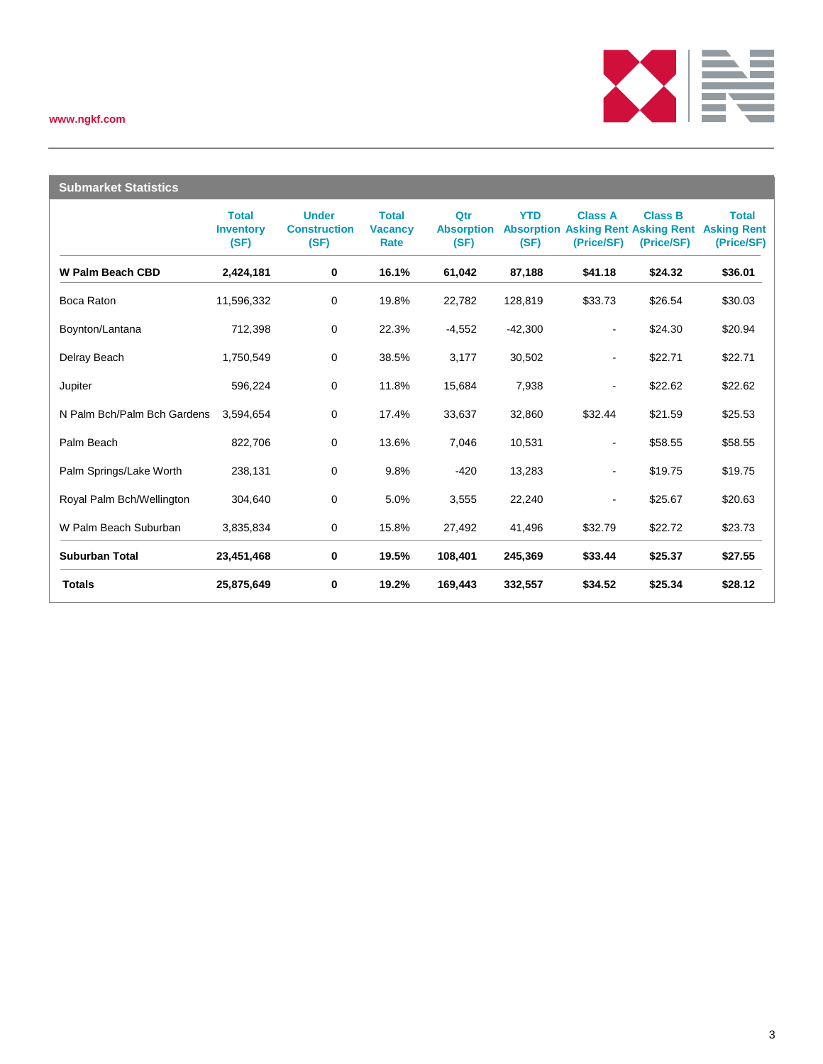www.ngkf.com

## Submarket Statistics

| | Total Inventory (SF) | Under Construction (SF) | Total Vacancy Rate | Qtr Absorption (SF) | YTD Absorption (SF) | Class A Asking Rent (Price/SF) | Class B Asking Rent (Price/SF) | Total Asking Rent (Price/SF) |
|---|---|---|---|---|---|---|---|---|
| **W Palm Beach CBD** | **2,424,181** | **0** | **16.1%** | **61,042** | **87,188** | **$41.18** | **$24.32** | **$36.01** |
| Boca Raton | 11,596,332 | 0 | 19.8% | 22,782 | 128,819 | $33.73 | $26.54 | $30.03 |
| Boynton/Lantana | 712,398 | 0 | 22.3% | -4,552 | -42,300 | - | $24.30 | $20.94 |
| Delray Beach | 1,750,549 | 0 | 38.5% | 3,177 | 30,502 | - | $22.71 | $22.71 |
| Jupiter | 596,224 | 0 | 11.8% | 15,684 | 7,938 | - | $22.62 | $22.62 |
| N Palm Bch/Palm Bch Gardens | 3,594,654 | 0 | 17.4% | 33,637 | 32,860 | $32.44 | $21.59 | $25.53 |
| Palm Beach | 822,706 | 0 | 13.6% | 7,046 | 10,531 | - | $58.55 | $58.55 |
| Palm Springs/Lake Worth | 238,131 | 0 | 9.8% | -420 | 13,283 | - | $19.75 | $19.75 |
| Royal Palm Bch/Wellington | 304,640 | 0 | 5.0% | 3,555 | 22,240 | - | $25.67 | $20.63 |
| W Palm Beach Suburban | 3,835,834 | 0 | 15.8% | 27,492 | 41,496 | $32.79 | $22.72 | $23.73 |
| **Suburban Total** | **23,451,468** | **0** | **19.5%** | **108,401** | **245,369** | **$33.44** | **$25.37** | **$27.55** |
| **Totals** | **25,875,649** | **0** | **19.2%** | **169,443** | **332,557** | **$34.52** | **$25.34** | **$28.12** |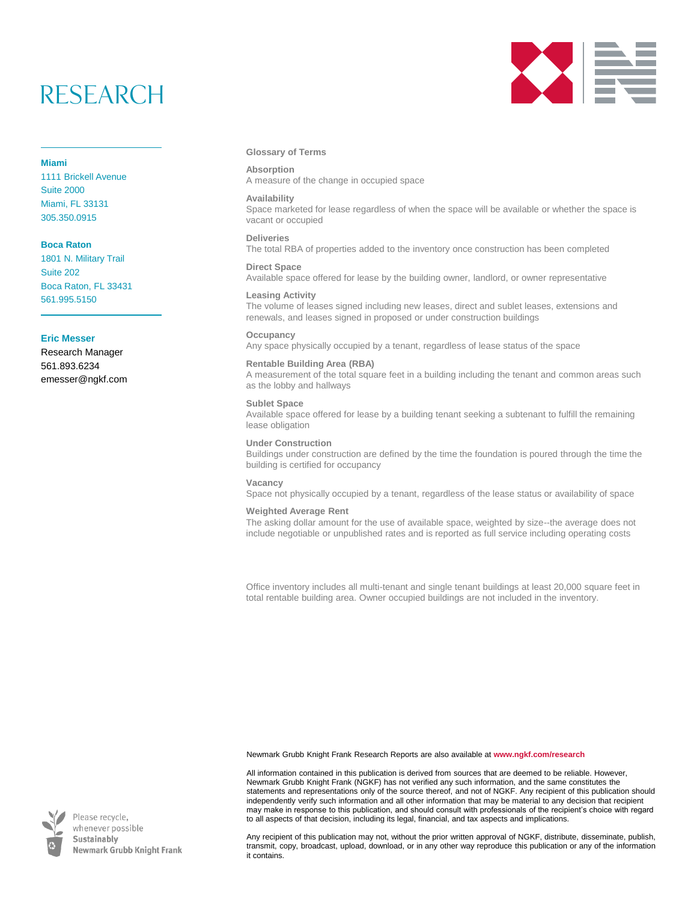# RESEARCH

**Miami**
1111 Brickell Avenue
Suite 2000
Miami, FL 33131
305.350.0915

**Boca Raton**
1801 N. Military Trail
Suite 202
Boca Raton, FL 33431
561.995.5150

**Eric Messer**
Research Manager
561.893.6234
emesser@ngkf.com

## Glossary of Terms

**Absorption**
A measure of the change in occupied space

**Availability**
Space marketed for lease regardless of when the space will be available or whether the space is vacant or occupied

**Deliveries**
The total RBA of properties added to the inventory once construction has been completed

**Direct Space**
Available space offered for lease by the building owner, landlord, or owner representative

**Leasing Activity**
The volume of leases signed including new leases, direct and sublet leases, extensions and renewals, and leases signed in proposed or under construction buildings

**Occupancy**
Any space physically occupied by a tenant, regardless of lease status of the space

**Rentable Building Area (RBA)**
A measurement of the total square feet in a building including the tenant and common areas such as the lobby and hallways

**Sublet Space**
Available space offered for lease by a building tenant seeking a subtenant to fulfill the remaining lease obligation

**Under Construction**
Buildings under construction are defined by the time the foundation is poured through the time the building is certified for occupancy

**Vacancy**
Space not physically occupied by a tenant, regardless of the lease status or availability of space

**Weighted Average Rent**
The asking dollar amount for the use of available space, weighted by size--the average does not include negotiable or unpublished rates and is reported as full service including operating costs

Office inventory includes all multi-tenant and single tenant buildings at least 20,000 square feet in total rentable building area. Owner occupied buildings are not included in the inventory.

Newmark Grubb Knight Frank Research Reports are also available at **www.ngkf.com/research**

All information contained in this publication is derived from sources that are deemed to be reliable. However, Newmark Grubb Knight Frank (NGKF) has not verified any such information, and the same constitutes the statements and representations only of the source thereof, and not of NGKF. Any recipient of this publication should independently verify such information and all other information that may be material to any decision that recipient may make in response to this publication, and should consult with professionals of the recipient's choice with regard to all aspects of that decision, including its legal, financial, and tax aspects and implications.

Any recipient of this publication may not, without the prior written approval of NGKF, distribute, disseminate, publish, transmit, copy, broadcast, upload, download, or in any other way reproduce this publication or any of the information it contains.

Please recycle,
whenever possible
**Sustainably**
**Newmark Grubb Knight Frank**